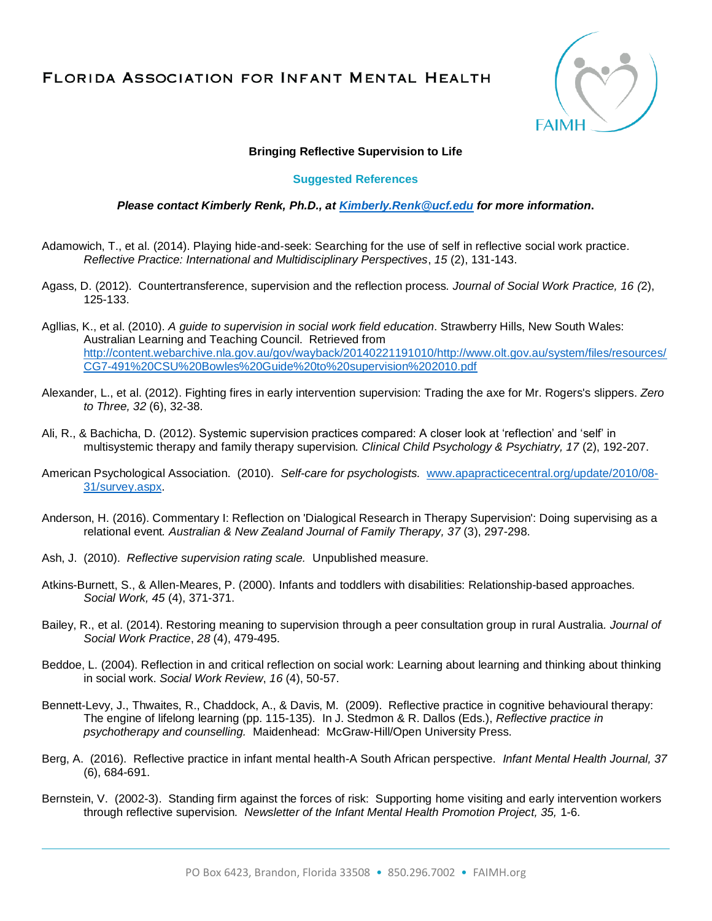# Florida Association for Infant Mental Health

FAIMH

**Bringing Reflective Supervision to Life**

**Suggested References**

***Please contact Kimberly Renk, Ph.D., at [Kimberly.Renk@ucf.edu](mailto:Kimberly.Renk@ucf.edu) for more information.***

Adamowich, T., et al. (2014). Playing hide-and-seek: Searching for the use of self in reflective social work practice. *Reflective Practice: International and Multidisciplinary Perspectives*, *15* (2), 131-143.

Agass, D. (2012). Countertransference, supervision and the reflection process. *Journal of Social Work Practice, 16 (*2), 125-133.

Agllias, K., et al. (2010). *A guide to supervision in social work field education*. Strawberry Hills, New South Wales: Australian Learning and Teaching Council. Retrieved from [http://content.webarchive.nla.gov.au/gov/wayback/20140221191010/http://www.olt.gov.au/system/files/resources/CG7-491%20CSU%20Bowles%20Guide%20to%20supervision%202010.pdf](http://content.webarchive.nla.gov.au/gov/wayback/20140221191010/http://www.olt.gov.au/system/files/resources/CG7-491%20CSU%20Bowles%20Guide%20to%20supervision%202010.pdf)

Alexander, L., et al. (2012). Fighting fires in early intervention supervision: Trading the axe for Mr. Rogers's slippers. *Zero to Three, 32* (6), 32-38.

Ali, R., & Bachicha, D. (2012). Systemic supervision practices compared: A closer look at 'reflection' and 'self' in multisystemic therapy and family therapy supervision*. Clinical Child Psychology & Psychiatry, 17* (2), 192-207.

American Psychological Association. (2010). *Self-care for psychologists.* [www.apapracticecentral.org/update/2010/08-31/survey.aspx](www.apapracticecentral.org/update/2010/08-31/survey.aspx).

Anderson, H. (2016). Commentary I: Reflection on 'Dialogical Research in Therapy Supervision': Doing supervising as a relational event*. Australian & New Zealand Journal of Family Therapy, 37* (3), 297-298.

Ash, J. (2010). *Reflective supervision rating scale.* Unpublished measure.

Atkins-Burnett, S., & Allen-Meares, P. (2000). Infants and toddlers with disabilities: Relationship-based approaches*. Social Work, 45* (4), 371-371.

Bailey, R., et al. (2014). Restoring meaning to supervision through a peer consultation group in rural Australia. *Journal of Social Work Practice*, *28* (4), 479-495.

Beddoe, L. (2004). Reflection in and critical reflection on social work: Learning about learning and thinking about thinking in social work. *Social Work Review*, *16* (4), 50-57.

Bennett-Levy, J., Thwaites, R., Chaddock, A., & Davis, M. (2009). Reflective practice in cognitive behavioural therapy: The engine of lifelong learning (pp. 115-135). In J. Stedmon & R. Dallos (Eds.), *Reflective practice in psychotherapy and counselling.* Maidenhead: McGraw-Hill/Open University Press.

Berg, A. (2016). Reflective practice in infant mental health-A South African perspective. *Infant Mental Health Journal, 37* (6), 684-691.

Bernstein, V. (2002-3). Standing firm against the forces of risk: Supporting home visiting and early intervention workers through reflective supervision. *Newsletter of the Infant Mental Health Promotion Project, 35,* 1-6.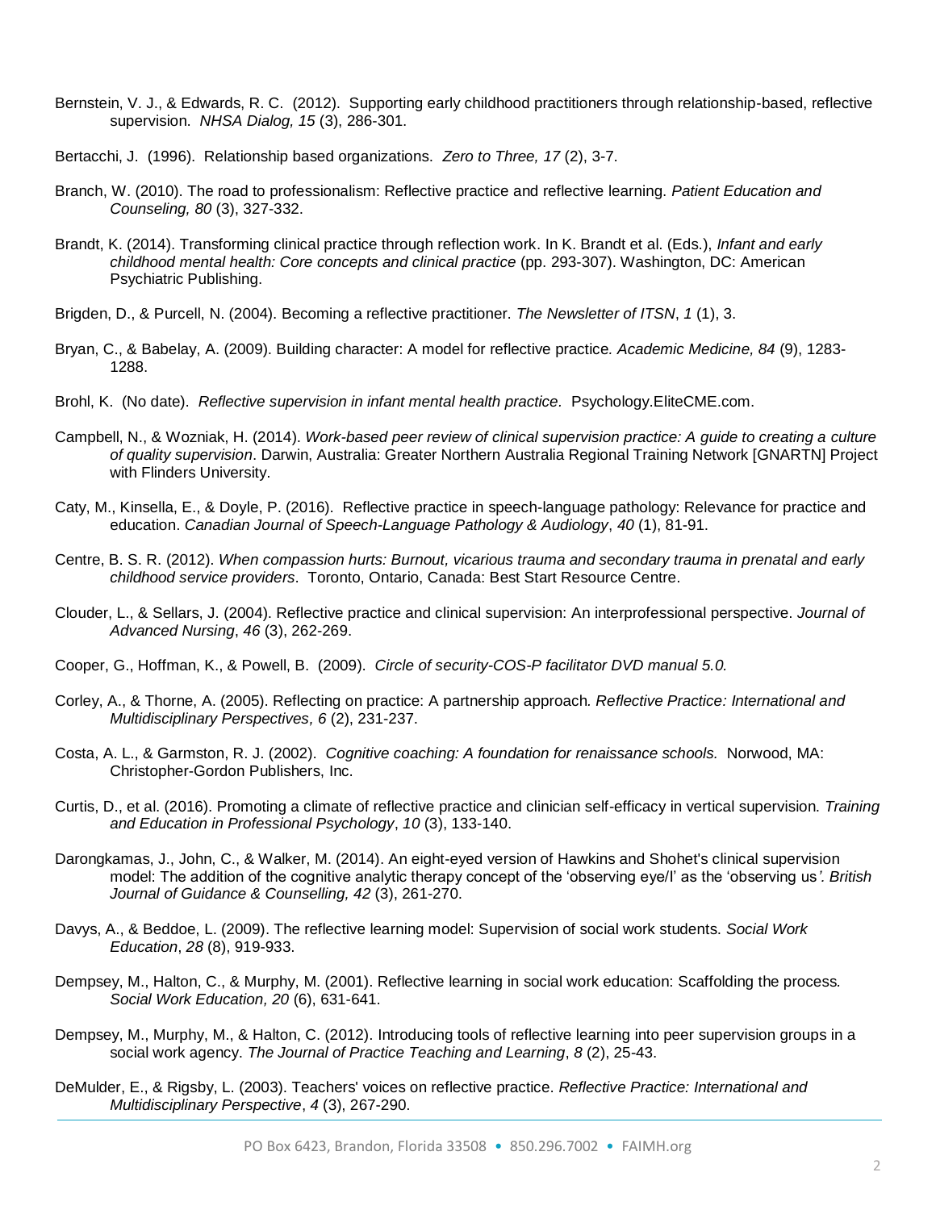Bernstein, V. J., & Edwards, R. C. (2012). Supporting early childhood practitioners through relationship-based, reflective supervision. *NHSA Dialog, 15* (3), 286-301.

Bertacchi, J. (1996). Relationship based organizations. *Zero to Three, 17* (2), 3-7.

Branch, W. (2010). The road to professionalism: Reflective practice and reflective learning. *Patient Education and Counseling, 80* (3), 327-332.

Brandt, K. (2014). Transforming clinical practice through reflection work. In K. Brandt et al. (Eds.), *Infant and early childhood mental health: Core concepts and clinical practice* (pp. 293-307). Washington, DC: American Psychiatric Publishing.

Brigden, D., & Purcell, N. (2004). Becoming a reflective practitioner. *The Newsletter of ITSN*, *1* (1), 3.

Bryan, C., & Babelay, A. (2009). Building character: A model for reflective practice*. Academic Medicine, 84* (9), 1283-1288.

Brohl, K. (No date). *Reflective supervision in infant mental health practice.* Psychology.EliteCME.com.

Campbell, N., & Wozniak, H. (2014). *Work-based peer review of clinical supervision practice: A guide to creating a culture of quality supervision*. Darwin, Australia: Greater Northern Australia Regional Training Network [GNARTN] Project with Flinders University.

Caty, M., Kinsella, E., & Doyle, P. (2016). Reflective practice in speech-language pathology: Relevance for practice and education. *Canadian Journal of Speech-Language Pathology & Audiology*, *40* (1), 81-91.

Centre, B. S. R. (2012). *When compassion hurts: Burnout, vicarious trauma and secondary trauma in prenatal and early childhood service providers*. Toronto, Ontario, Canada: Best Start Resource Centre.

Clouder, L., & Sellars, J. (2004). Reflective practice and clinical supervision: An interprofessional perspective. *Journal of Advanced Nursing*, *46* (3), 262-269.

Cooper, G., Hoffman, K., & Powell, B. (2009). *Circle of security-COS-P facilitator DVD manual 5.0.*

Corley, A., & Thorne, A. (2005). Reflecting on practice: A partnership approach*. Reflective Practice: International and Multidisciplinary Perspectives, 6* (2), 231-237.

Costa, A. L., & Garmston, R. J. (2002). *Cognitive coaching: A foundation for renaissance schools.* Norwood, MA: Christopher-Gordon Publishers, Inc.

Curtis, D., et al. (2016). Promoting a climate of reflective practice and clinician self-efficacy in vertical supervision. *Training and Education in Professional Psychology*, *10* (3), 133-140.

Darongkamas, J., John, C., & Walker, M. (2014). An eight-eyed version of Hawkins and Shohet's clinical supervision model: The addition of the cognitive analytic therapy concept of the 'observing eye/I' as the 'observing us*'. British Journal of Guidance & Counselling, 42* (3), 261-270.

Davys, A., & Beddoe, L. (2009). The reflective learning model: Supervision of social work students. *Social Work Education*, *28* (8), 919-933.

Dempsey, M., Halton, C., & Murphy, M. (2001). Reflective learning in social work education: Scaffolding the process*. Social Work Education, 20* (6), 631-641.

Dempsey, M., Murphy, M., & Halton, C. (2012). Introducing tools of reflective learning into peer supervision groups in a social work agency. *The Journal of Practice Teaching and Learning*, *8* (2), 25-43.

DeMulder, E., & Rigsby, L. (2003). Teachers' voices on reflective practice. *Reflective Practice: International and Multidisciplinary Perspective*, *4* (3), 267-290.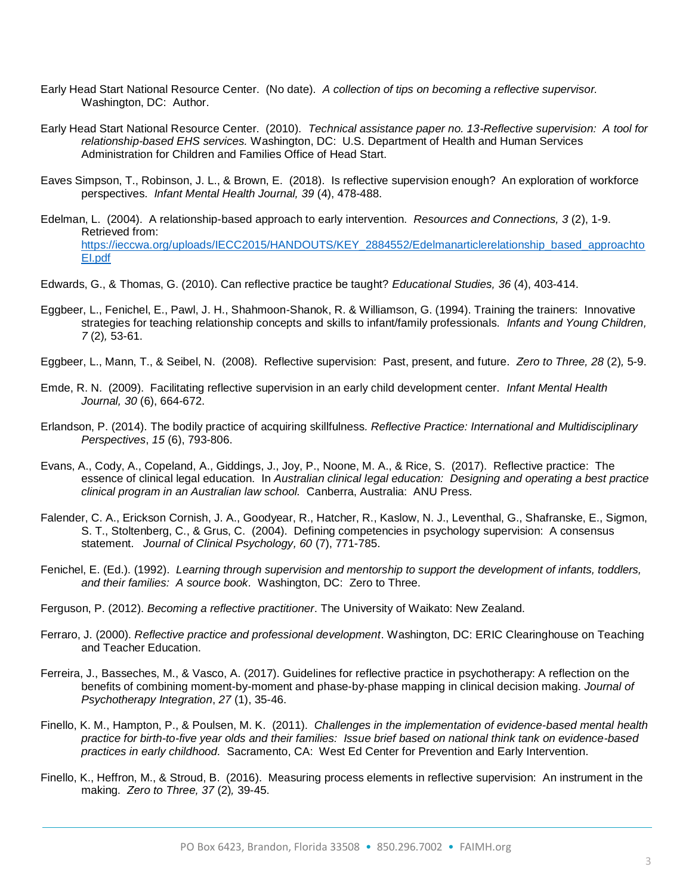Early Head Start National Resource Center. (No date). *A collection of tips on becoming a reflective supervisor.* Washington, DC: Author.

Early Head Start National Resource Center. (2010). *Technical assistance paper no. 13-Reflective supervision: A tool for relationship-based EHS services.* Washington, DC: U.S. Department of Health and Human Services Administration for Children and Families Office of Head Start.

Eaves Simpson, T., Robinson, J. L., & Brown, E. (2018). Is reflective supervision enough? An exploration of workforce perspectives. *Infant Mental Health Journal, 39* (4), 478-488.

Edelman, L. (2004). A relationship-based approach to early intervention. *Resources and Connections, 3* (2), 1-9. Retrieved from: https://ieccwa.org/uploads/IECC2015/HANDOUTS/KEY_2884552/Edelmanarticlerelationship_based_approachtoEI.pdf

Edwards, G., & Thomas, G. (2010). Can reflective practice be taught? *Educational Studies, 36* (4), 403-414.

Eggbeer, L., Fenichel, E., Pawl, J. H., Shahmoon-Shanok, R. & Williamson, G. (1994). Training the trainers: Innovative strategies for teaching relationship concepts and skills to infant/family professionals. *Infants and Young Children, 7* (2)*,* 53-61.

Eggbeer, L., Mann, T., & Seibel, N. (2008). Reflective supervision: Past, present, and future. *Zero to Three, 28* (2)*,* 5-9.

Emde, R. N. (2009). Facilitating reflective supervision in an early child development center. *Infant Mental Health Journal, 30* (6), 664-672.

Erlandson, P. (2014). The bodily practice of acquiring skillfulness*. Reflective Practice: International and Multidisciplinary Perspectives*, *15* (6), 793-806.

Evans, A., Cody, A., Copeland, A., Giddings, J., Joy, P., Noone, M. A., & Rice, S. (2017). Reflective practice: The essence of clinical legal education. In *Australian clinical legal education: Designing and operating a best practice clinical program in an Australian law school.* Canberra, Australia: ANU Press.

Falender, C. A., Erickson Cornish, J. A., Goodyear, R., Hatcher, R., Kaslow, N. J., Leventhal, G., Shafranske, E., Sigmon, S. T., Stoltenberg, C., & Grus, C. (2004). Defining competencies in psychology supervision: A consensus statement. *Journal of Clinical Psychology, 60* (7), 771-785.

Fenichel, E. (Ed.). (1992). *Learning through supervision and mentorship to support the development of infants, toddlers, and their families: A source book*. Washington, DC: Zero to Three.

Ferguson, P. (2012). *Becoming a reflective practitioner*. The University of Waikato: New Zealand.

Ferraro, J. (2000). *Reflective practice and professional development*. Washington, DC: ERIC Clearinghouse on Teaching and Teacher Education.

Ferreira, J., Basseches, M., & Vasco, A. (2017). Guidelines for reflective practice in psychotherapy: A reflection on the benefits of combining moment-by-moment and phase-by-phase mapping in clinical decision making. *Journal of Psychotherapy Integration*, *27* (1), 35-46.

Finello, K. M., Hampton, P., & Poulsen, M. K. (2011). *Challenges in the implementation of evidence-based mental health practice for birth-to-five year olds and their families: Issue brief based on national think tank on evidence-based practices in early childhood.* Sacramento, CA: West Ed Center for Prevention and Early Intervention.

Finello, K., Heffron, M., & Stroud, B. (2016). Measuring process elements in reflective supervision: An instrument in the making. *Zero to Three, 37* (2)*,* 39-45.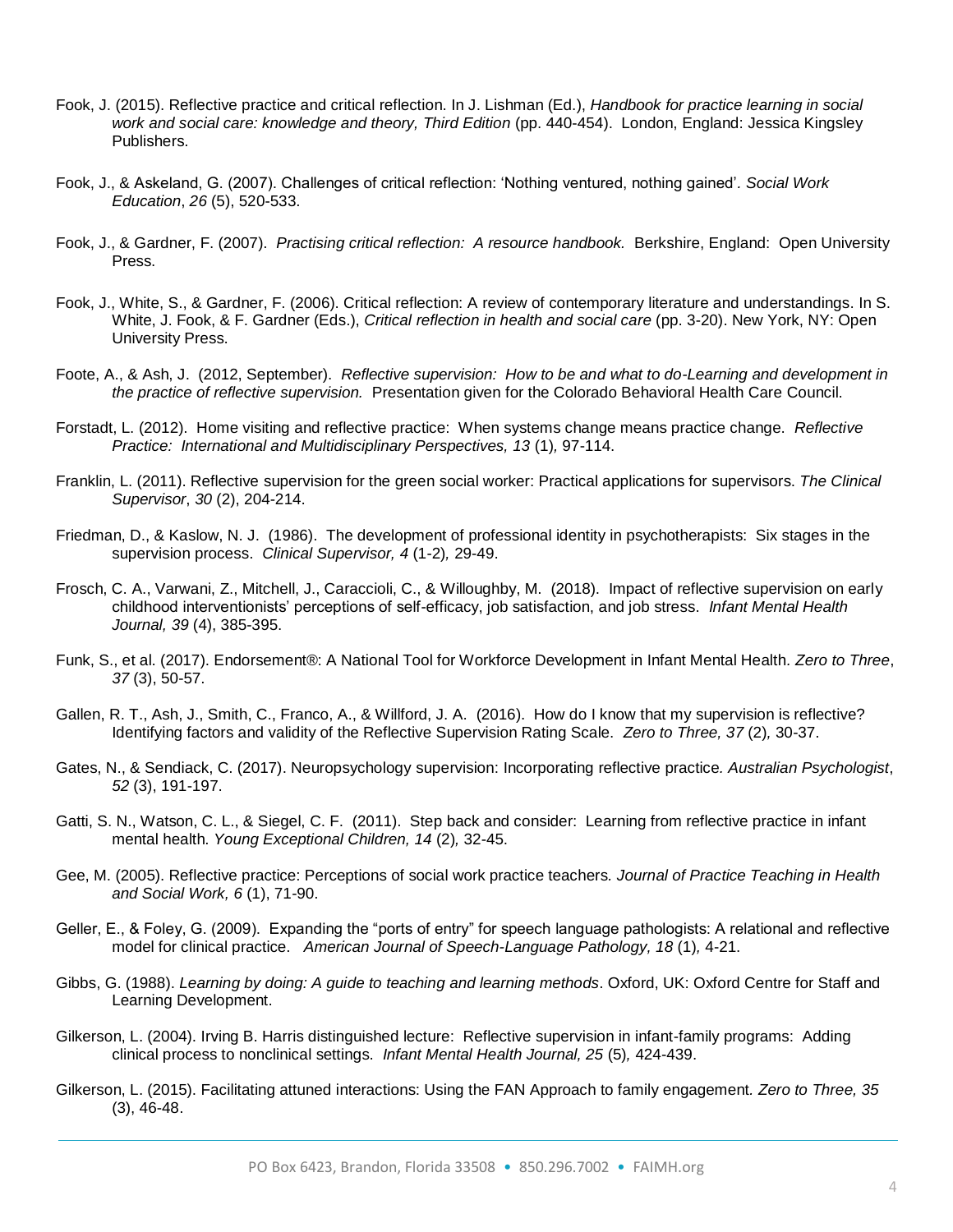Fook, J. (2015). Reflective practice and critical reflection. In J. Lishman (Ed.), *Handbook for practice learning in social work and social care: knowledge and theory, Third Edition* (pp. 440-454). London, England: Jessica Kingsley Publishers.

Fook, J., & Askeland, G. (2007). Challenges of critical reflection: 'Nothing ventured, nothing gained'. *Social Work Education*, *26* (5), 520-533.

Fook, J., & Gardner, F. (2007). *Practising critical reflection: A resource handbook.* Berkshire, England: Open University Press.

Fook, J., White, S., & Gardner, F. (2006). Critical reflection: A review of contemporary literature and understandings. In S. White, J. Fook, & F. Gardner (Eds.), *Critical reflection in health and social care* (pp. 3-20). New York, NY: Open University Press.

Foote, A., & Ash, J. (2012, September). *Reflective supervision: How to be and what to do-Learning and development in the practice of reflective supervision.* Presentation given for the Colorado Behavioral Health Care Council.

Forstadt, L. (2012). Home visiting and reflective practice: When systems change means practice change. *Reflective Practice: International and Multidisciplinary Perspectives, 13* (1)*,* 97-114.

Franklin, L. (2011). Reflective supervision for the green social worker: Practical applications for supervisors. *The Clinical Supervisor*, *30* (2), 204-214.

Friedman, D., & Kaslow, N. J. (1986). The development of professional identity in psychotherapists: Six stages in the supervision process. *Clinical Supervisor, 4* (1-2)*,* 29-49.

Frosch, C. A., Varwani, Z., Mitchell, J., Caraccioli, C., & Willoughby, M. (2018). Impact of reflective supervision on early childhood interventionists' perceptions of self-efficacy, job satisfaction, and job stress. *Infant Mental Health Journal, 39* (4), 385-395.

Funk, S., et al. (2017). Endorsement®: A National Tool for Workforce Development in Infant Mental Health. *Zero to Three*, *37* (3), 50-57.

Gallen, R. T., Ash, J., Smith, C., Franco, A., & Willford, J. A. (2016). How do I know that my supervision is reflective? Identifying factors and validity of the Reflective Supervision Rating Scale. *Zero to Three, 37* (2)*,* 30-37.

Gates, N., & Sendiack, C. (2017). Neuropsychology supervision: Incorporating reflective practice. *Australian Psychologist*, *52* (3), 191-197.

Gatti, S. N., Watson, C. L., & Siegel, C. F. (2011). Step back and consider: Learning from reflective practice in infant mental health. *Young Exceptional Children, 14* (2)*,* 32-45.

Gee, M. (2005). Reflective practice: Perceptions of social work practice teachers. *Journal of Practice Teaching in Health and Social Work, 6* (1), 71-90.

Geller, E., & Foley, G. (2009). Expanding the "ports of entry" for speech language pathologists: A relational and reflective model for clinical practice. *American Journal of Speech-Language Pathology, 18* (1)*,* 4-21.

Gibbs, G. (1988). *Learning by doing: A guide to teaching and learning methods*. Oxford, UK: Oxford Centre for Staff and Learning Development.

Gilkerson, L. (2004). Irving B. Harris distinguished lecture: Reflective supervision in infant-family programs: Adding clinical process to nonclinical settings. *Infant Mental Health Journal, 25* (5)*,* 424-439.

Gilkerson, L. (2015). Facilitating attuned interactions: Using the FAN Approach to family engagement. *Zero to Three, 35* (3), 46-48.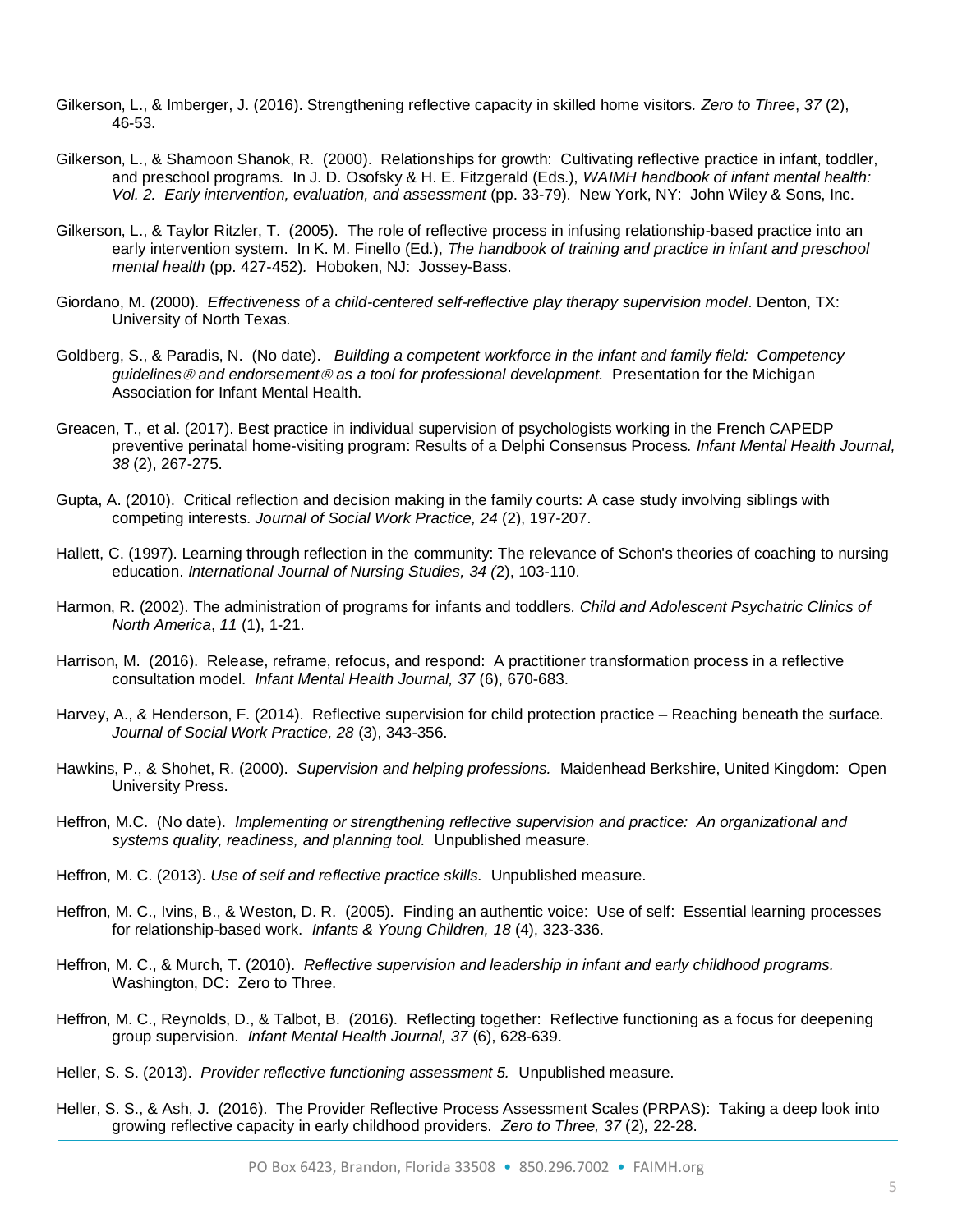Gilkerson, L., & Imberger, J. (2016). Strengthening reflective capacity in skilled home visitors. *Zero to Three*, *37* (2), 46-53.

Gilkerson, L., & Shamoon Shanok, R. (2000). Relationships for growth: Cultivating reflective practice in infant, toddler, and preschool programs. In J. D. Osofsky & H. E. Fitzgerald (Eds.), *WAIMH handbook of infant mental health: Vol. 2. Early intervention, evaluation, and assessment* (pp. 33-79). New York, NY: John Wiley & Sons, Inc.

Gilkerson, L., & Taylor Ritzler, T. (2005). The role of reflective process in infusing relationship-based practice into an early intervention system. In K. M. Finello (Ed.), *The handbook of training and practice in infant and preschool mental health* (pp. 427-452). Hoboken, NJ: Jossey-Bass.

Giordano, M. (2000). *Effectiveness of a child-centered self-reflective play therapy supervision model*. Denton, TX: University of North Texas.

Goldberg, S., & Paradis, N. (No date). *Building a competent workforce in the infant and family field: Competency guidelines® and endorsement® as a tool for professional development.* Presentation for the Michigan Association for Infant Mental Health.

Greacen, T., et al. (2017). Best practice in individual supervision of psychologists working in the French CAPEDP preventive perinatal home-visiting program: Results of a Delphi Consensus Process. *Infant Mental Health Journal, 38* (2), 267-275.

Gupta, A. (2010). Critical reflection and decision making in the family courts: A case study involving siblings with competing interests. *Journal of Social Work Practice, 24* (2), 197-207.

Hallett, C. (1997). Learning through reflection in the community: The relevance of Schon's theories of coaching to nursing education. *International Journal of Nursing Studies, 34 (*2), 103-110.

Harmon, R. (2002). The administration of programs for infants and toddlers. *Child and Adolescent Psychatric Clinics of North America*, *11* (1), 1-21.

Harrison, M. (2016). Release, reframe, refocus, and respond: A practitioner transformation process in a reflective consultation model. *Infant Mental Health Journal, 37* (6), 670-683.

Harvey, A., & Henderson, F. (2014). Reflective supervision for child protection practice – Reaching beneath the surface. *Journal of Social Work Practice, 28* (3), 343-356.

Hawkins, P., & Shohet, R. (2000). *Supervision and helping professions.* Maidenhead Berkshire, United Kingdom: Open University Press.

Heffron, M.C. (No date). *Implementing or strengthening reflective supervision and practice: An organizational and systems quality, readiness, and planning tool.* Unpublished measure.

Heffron, M. C. (2013). *Use of self and reflective practice skills.* Unpublished measure.

Heffron, M. C., Ivins, B., & Weston, D. R. (2005). Finding an authentic voice: Use of self: Essential learning processes for relationship-based work. *Infants & Young Children, 18* (4), 323-336.

Heffron, M. C., & Murch, T. (2010). *Reflective supervision and leadership in infant and early childhood programs.* Washington, DC: Zero to Three.

Heffron, M. C., Reynolds, D., & Talbot, B. (2016). Reflecting together: Reflective functioning as a focus for deepening group supervision. *Infant Mental Health Journal, 37* (6), 628-639.

Heller, S. S. (2013). *Provider reflective functioning assessment 5.* Unpublished measure.

Heller, S. S., & Ash, J. (2016). The Provider Reflective Process Assessment Scales (PRPAS): Taking a deep look into growing reflective capacity in early childhood providers. *Zero to Three, 37* (2), 22-28.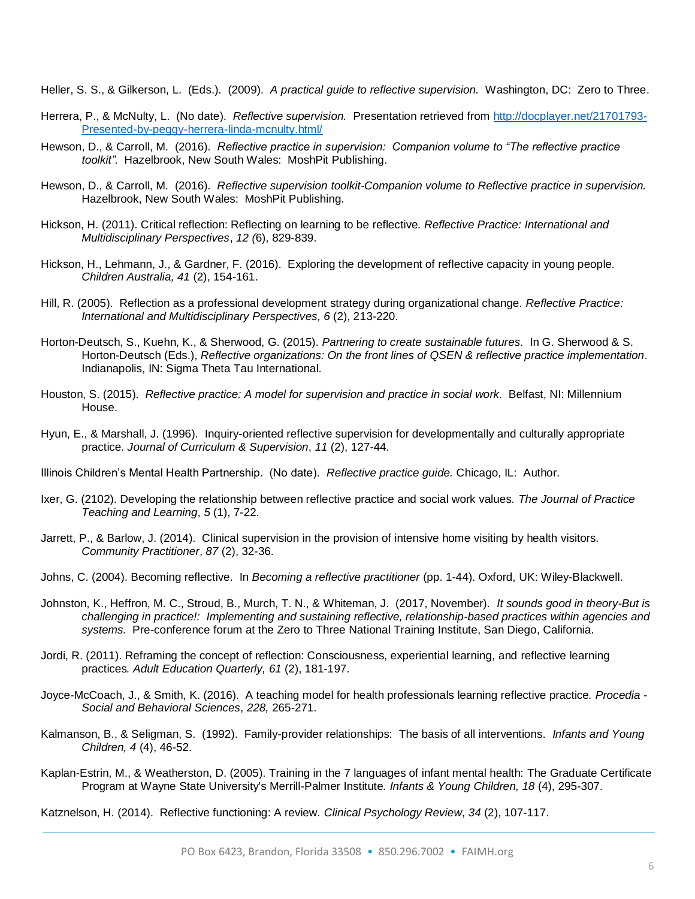Heller, S. S., & Gilkerson, L. (Eds.). (2009). *A practical guide to reflective supervision.* Washington, DC: Zero to Three.

Herrera, P., & McNulty, L. (No date). *Reflective supervision.* Presentation retrieved from [http://docplayer.net/21701793-Presented-by-peggy-herrera-linda-mcnulty.html/](http://docplayer.net/21701793-Presented-by-peggy-herrera-linda-mcnulty.html/)

Hewson, D., & Carroll, M. (2016). *Reflective practice in supervision: Companion volume to "The reflective practice toolkit".* Hazelbrook, New South Wales: MoshPit Publishing.

Hewson, D., & Carroll, M. (2016). *Reflective supervision toolkit-Companion volume to Reflective practice in supervision.* Hazelbrook, New South Wales: MoshPit Publishing.

Hickson, H. (2011). Critical reflection: Reflecting on learning to be reflective. *Reflective Practice: International and Multidisciplinary Perspectives*, *12 (*6), 829-839.

Hickson, H., Lehmann, J., & Gardner, F. (2016). Exploring the development of reflective capacity in young people. *Children Australia, 41* (2), 154-161.

Hill, R. (2005). Reflection as a professional development strategy during organizational change. *Reflective Practice: International and Multidisciplinary Perspectives, 6* (2), 213-220.

Horton-Deutsch, S., Kuehn, K., & Sherwood, G. (2015). *Partnering to create sustainable futures*. In G. Sherwood & S. Horton-Deutsch (Eds.), *Reflective organizations: On the front lines of QSEN & reflective practice implementation*. Indianapolis, IN: Sigma Theta Tau International.

Houston, S. (2015). *Reflective practice: A model for supervision and practice in social work*. Belfast, NI: Millennium House.

Hyun, E., & Marshall, J. (1996). Inquiry-oriented reflective supervision for developmentally and culturally appropriate practice. *Journal of Curriculum & Supervision*, *11* (2), 127-44.

Illinois Children's Mental Health Partnership. (No date). *Reflective practice guide.* Chicago, IL: Author.

Ixer, G. (2102). Developing the relationship between reflective practice and social work values. *The Journal of Practice Teaching and Learning*, *5* (1), 7-22.

Jarrett, P., & Barlow, J. (2014). Clinical supervision in the provision of intensive home visiting by health visitors. *Community Practitioner*, *87* (2), 32-36.

Johns, C. (2004). Becoming reflective. In *Becoming a reflective practitioner* (pp. 1-44). Oxford, UK: Wiley-Blackwell.

Johnston, K., Heffron, M. C., Stroud, B., Murch, T. N., & Whiteman, J. (2017, November). *It sounds good in theory-But is challenging in practice!: Implementing and sustaining reflective, relationship-based practices within agencies and systems.* Pre-conference forum at the Zero to Three National Training Institute, San Diego, California.

Jordi, R. (2011). Reframing the concept of reflection: Consciousness, experiential learning, and reflective learning practices. *Adult Education Quarterly, 61* (2), 181-197.

Joyce-McCoach, J., & Smith, K. (2016). A teaching model for health professionals learning reflective practice. *Procedia - Social and Behavioral Sciences*, *228,* 265-271.

Kalmanson, B., & Seligman, S. (1992). Family-provider relationships: The basis of all interventions. *Infants and Young Children, 4* (4), 46-52.

Kaplan-Estrin, M., & Weatherston, D. (2005). Training in the 7 languages of infant mental health: The Graduate Certificate Program at Wayne State University's Merrill-Palmer Institute. *Infants & Young Children, 18* (4), 295-307.

Katznelson, H. (2014). Reflective functioning: A review. *Clinical Psychology Review*, *34* (2), 107-117.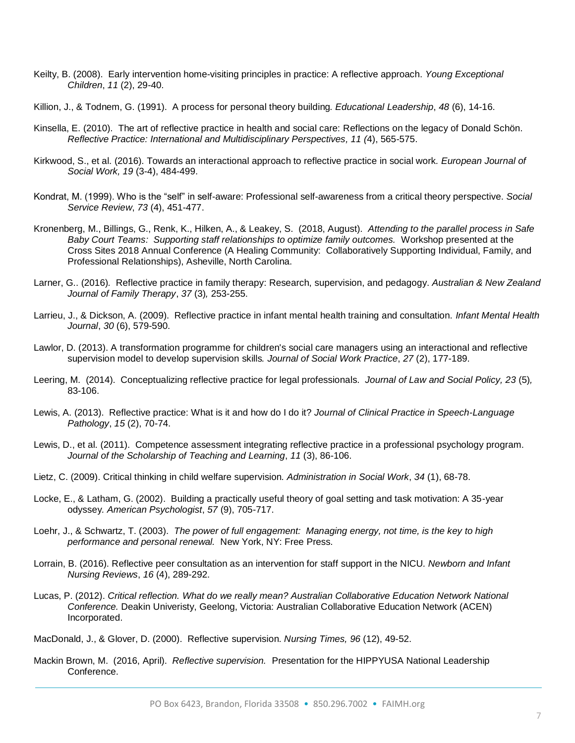Keilty, B. (2008). Early intervention home-visiting principles in practice: A reflective approach. *Young Exceptional Children*, *11* (2), 29-40.

Killion, J., & Todnem, G. (1991). A process for personal theory building. *Educational Leadership*, *48* (6), 14-16.

Kinsella, E. (2010). The art of reflective practice in health and social care: Reflections on the legacy of Donald Schön. *Reflective Practice: International and Multidisciplinary Perspectives*, *11 (*4), 565-575.

Kirkwood, S., et al. (2016). Towards an interactional approach to reflective practice in social work. *European Journal of Social Work, 19* (3-4), 484-499.

Kondrat, M. (1999). Who is the "self" in self-aware: Professional self-awareness from a critical theory perspective. *Social Service Review*, *73* (4), 451-477.

Kronenberg, M., Billings, G., Renk, K., Hilken, A., & Leakey, S. (2018, August). *Attending to the parallel process in Safe Baby Court Teams: Supporting staff relationships to optimize family outcomes.* Workshop presented at the Cross Sites 2018 Annual Conference (A Healing Community: Collaboratively Supporting Individual, Family, and Professional Relationships), Asheville, North Carolina.

Larner, G.. (2016). Reflective practice in family therapy: Research, supervision, and pedagogy. *Australian & New Zealand Journal of Family Therapy*, *37* (3), 253-255.

Larrieu, J., & Dickson, A. (2009). Reflective practice in infant mental health training and consultation. *Infant Mental Health Journal*, *30* (6), 579-590.

Lawlor, D. (2013). A transformation programme for children's social care managers using an interactional and reflective supervision model to develop supervision skills. *Journal of Social Work Practice*, *27* (2), 177-189.

Leering, M. (2014). Conceptualizing reflective practice for legal professionals. *Journal of Law and Social Policy, 23* (5), 83-106.

Lewis, A. (2013). Reflective practice: What is it and how do I do it? *Journal of Clinical Practice in Speech-Language Pathology*, *15* (2), 70-74.

Lewis, D., et al. (2011). Competence assessment integrating reflective practice in a professional psychology program. *Journal of the Scholarship of Teaching and Learning*, *11* (3), 86-106.

Lietz, C. (2009). Critical thinking in child welfare supervision. *Administration in Social Work*, *34* (1), 68-78.

Locke, E., & Latham, G. (2002). Building a practically useful theory of goal setting and task motivation: A 35-year odyssey. *American Psychologist*, *57* (9), 705-717.

Loehr, J., & Schwartz, T. (2003). *The power of full engagement: Managing energy, not time, is the key to high performance and personal renewal.* New York, NY: Free Press.

Lorrain, B. (2016). Reflective peer consultation as an intervention for staff support in the NICU. *Newborn and Infant Nursing Reviews*, *16* (4), 289-292.

Lucas, P. (2012). *Critical reflection. What do we really mean? Australian Collaborative Education Network National Conference.* Deakin Univeristy, Geelong, Victoria: Australian Collaborative Education Network (ACEN) Incorporated.

MacDonald, J., & Glover, D. (2000). Reflective supervision. *Nursing Times, 96* (12), 49-52.

Mackin Brown, M. (2016, April). *Reflective supervision.* Presentation for the HIPPYUSA National Leadership Conference.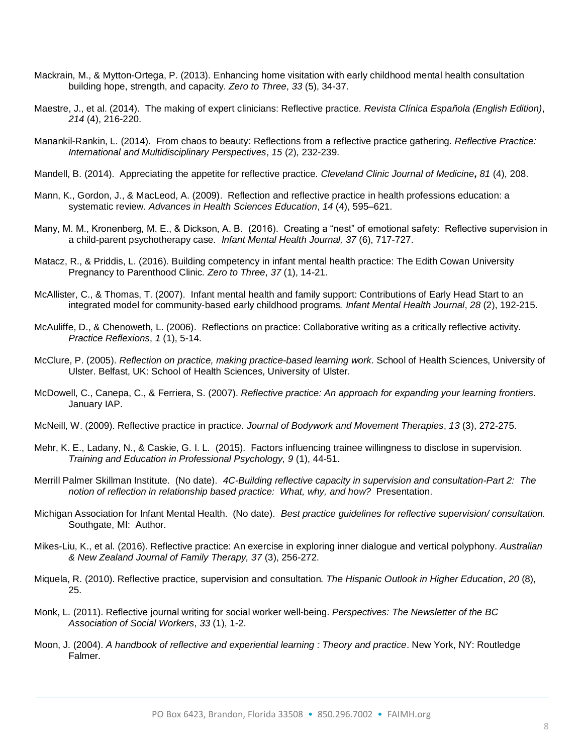Mackrain, M., & Mytton-Ortega, P. (2013). Enhancing home visitation with early childhood mental health consultation building hope, strength, and capacity. *Zero to Three*, *33* (5), 34-37.

Maestre, J., et al. (2014). The making of expert clinicians: Reflective practice. *Revista Clínica Española (English Edition)*, *214* (4), 216-220.

Manankil-Rankin, L. (2014). From chaos to beauty: Reflections from a reflective practice gathering. *Reflective Practice: International and Multidisciplinary Perspectives*, *15* (2), 232-239.

Mandell, B. (2014). Appreciating the appetite for reflective practice. *Cleveland Clinic Journal of Medicine***,** *81* (4), 208.

Mann, K., Gordon, J., & MacLeod, A. (2009). Reflection and reflective practice in health professions education: a systematic review. *Advances in Health Sciences Education*, *14* (4), 595–621.

Many, M. M., Kronenberg, M. E., & Dickson, A. B. (2016). Creating a "nest" of emotional safety: Reflective supervision in a child-parent psychotherapy case. *Infant Mental Health Journal, 37* (6), 717-727.

Matacz, R., & Priddis, L. (2016). Building competency in infant mental health practice: The Edith Cowan University Pregnancy to Parenthood Clinic. *Zero to Three*, *37* (1), 14-21.

McAllister, C., & Thomas, T. (2007). Infant mental health and family support: Contributions of Early Head Start to an integrated model for community-based early childhood programs. *Infant Mental Health Journal*, *28* (2), 192-215.

McAuliffe, D., & Chenoweth, L. (2006). Reflections on practice: Collaborative writing as a critically reflective activity. *Practice Reflexions*, *1* (1), 5-14.

McClure, P. (2005). *Reflection on practice, making practice-based learning work*. School of Health Sciences, University of Ulster. Belfast, UK: School of Health Sciences, University of Ulster.

McDowell, C., Canepa, C., & Ferriera, S. (2007). *Reflective practice: An approach for expanding your learning frontiers*. January IAP.

McNeill, W. (2009). Reflective practice in practice. *Journal of Bodywork and Movement Therapies*, *13* (3), 272-275.

Mehr, K. E., Ladany, N., & Caskie, G. I. L. (2015). Factors influencing trainee willingness to disclose in supervision. *Training and Education in Professional Psychology, 9* (1), 44-51.

Merrill Palmer Skillman Institute. (No date). *4C-Building reflective capacity in supervision and consultation-Part 2: The notion of reflection in relationship based practice: What, why, and how?* Presentation.

Michigan Association for Infant Mental Health. (No date). *Best practice guidelines for reflective supervision/ consultation.* Southgate, MI: Author.

Mikes-Liu, K., et al. (2016). Reflective practice: An exercise in exploring inner dialogue and vertical polyphony. *Australian & New Zealand Journal of Family Therapy, 37* (3), 256-272.

Miquela, R. (2010). Reflective practice, supervision and consultation. *The Hispanic Outlook in Higher Education*, *20* (8), 25.

Monk, L. (2011). Reflective journal writing for social worker well-being. *Perspectives: The Newsletter of the BC Association of Social Workers*, *33* (1), 1-2.

Moon, J. (2004). *A handbook of reflective and experiential learning : Theory and practice*. New York, NY: Routledge Falmer.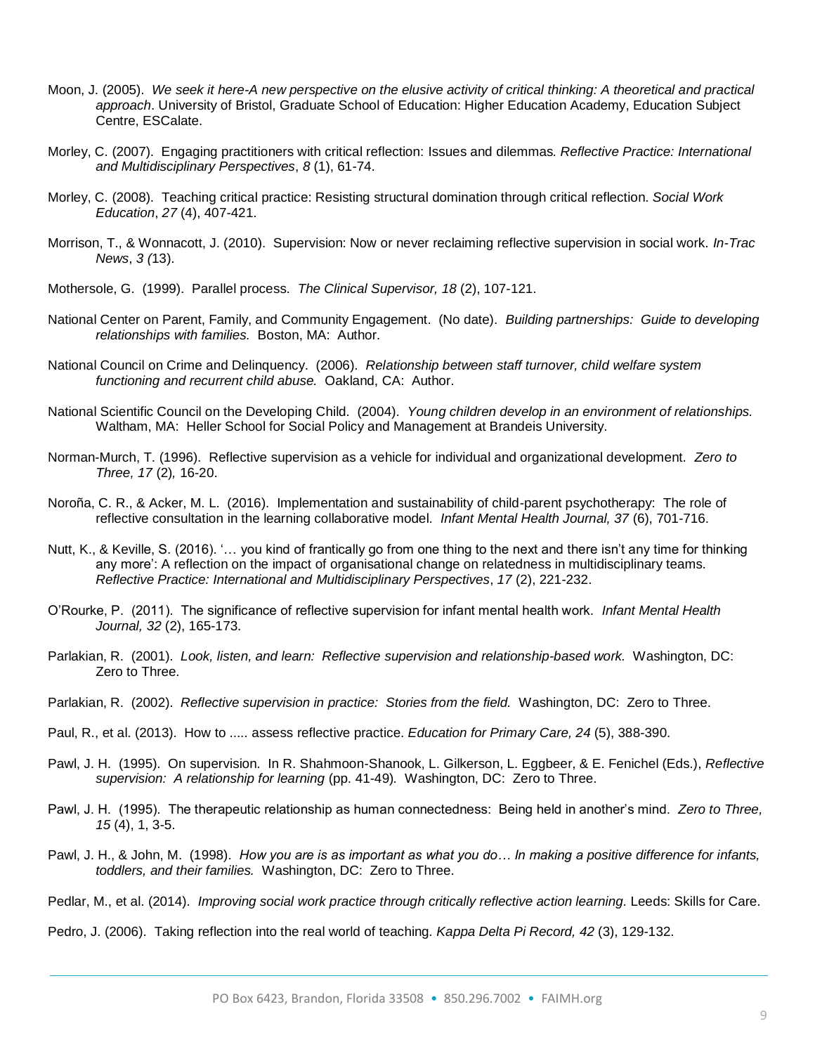Moon, J. (2005). *We seek it here-A new perspective on the elusive activity of critical thinking: A theoretical and practical approach*. University of Bristol, Graduate School of Education: Higher Education Academy, Education Subject Centre, ESCalate.

Morley, C. (2007). Engaging practitioners with critical reflection: Issues and dilemmas*. Reflective Practice: International and Multidisciplinary Perspectives*, *8* (1), 61-74.

Morley, C. (2008). Teaching critical practice: Resisting structural domination through critical reflection. *Social Work Education*, *27* (4), 407-421.

Morrison, T., & Wonnacott, J. (2010). Supervision: Now or never reclaiming reflective supervision in social work. *In-Trac News*, *3 (*13).

Mothersole, G. (1999). Parallel process. *The Clinical Supervisor, 18* (2), 107-121.

National Center on Parent, Family, and Community Engagement. (No date). *Building partnerships: Guide to developing relationships with families.* Boston, MA: Author.

National Council on Crime and Delinquency. (2006). *Relationship between staff turnover, child welfare system functioning and recurrent child abuse.* Oakland, CA: Author.

National Scientific Council on the Developing Child. (2004). *Young children develop in an environment of relationships.* Waltham, MA: Heller School for Social Policy and Management at Brandeis University.

Norman-Murch, T. (1996). Reflective supervision as a vehicle for individual and organizational development. *Zero to Three, 17* (2)*,* 16-20.

Noroña, C. R., & Acker, M. L. (2016). Implementation and sustainability of child-parent psychotherapy: The role of reflective consultation in the learning collaborative model. *Infant Mental Health Journal, 37* (6), 701-716.

Nutt, K., & Keville, S. (2016). '… you kind of frantically go from one thing to the next and there isn't any time for thinking any more': A reflection on the impact of organisational change on relatedness in multidisciplinary teams. *Reflective Practice: International and Multidisciplinary Perspectives*, *17* (2), 221-232.

O'Rourke, P. (2011). The significance of reflective supervision for infant mental health work. *Infant Mental Health Journal, 32* (2), 165-173.

Parlakian, R. (2001). *Look, listen, and learn: Reflective supervision and relationship-based work.* Washington, DC: Zero to Three.

Parlakian, R. (2002). *Reflective supervision in practice: Stories from the field.* Washington, DC: Zero to Three.

Paul, R., et al. (2013). How to ..... assess reflective practice. *Education for Primary Care, 24* (5), 388-390.

Pawl, J. H. (1995). On supervision. In R. Shahmoon-Shanook, L. Gilkerson, L. Eggbeer, & E. Fenichel (Eds.), *Reflective supervision: A relationship for learning* (pp. 41-49)*.* Washington, DC: Zero to Three.

Pawl, J. H. (1995). The therapeutic relationship as human connectedness: Being held in another's mind. *Zero to Three, 15* (4), 1, 3-5.

Pawl, J. H., & John, M. (1998). *How you are is as important as what you do… In making a positive difference for infants, toddlers, and their families.* Washington, DC: Zero to Three.

Pedlar, M., et al. (2014). *Improving social work practice through critically reflective action learning*. Leeds: Skills for Care.

Pedro, J. (2006). Taking reflection into the real world of teaching*. Kappa Delta Pi Record, 42* (3), 129-132.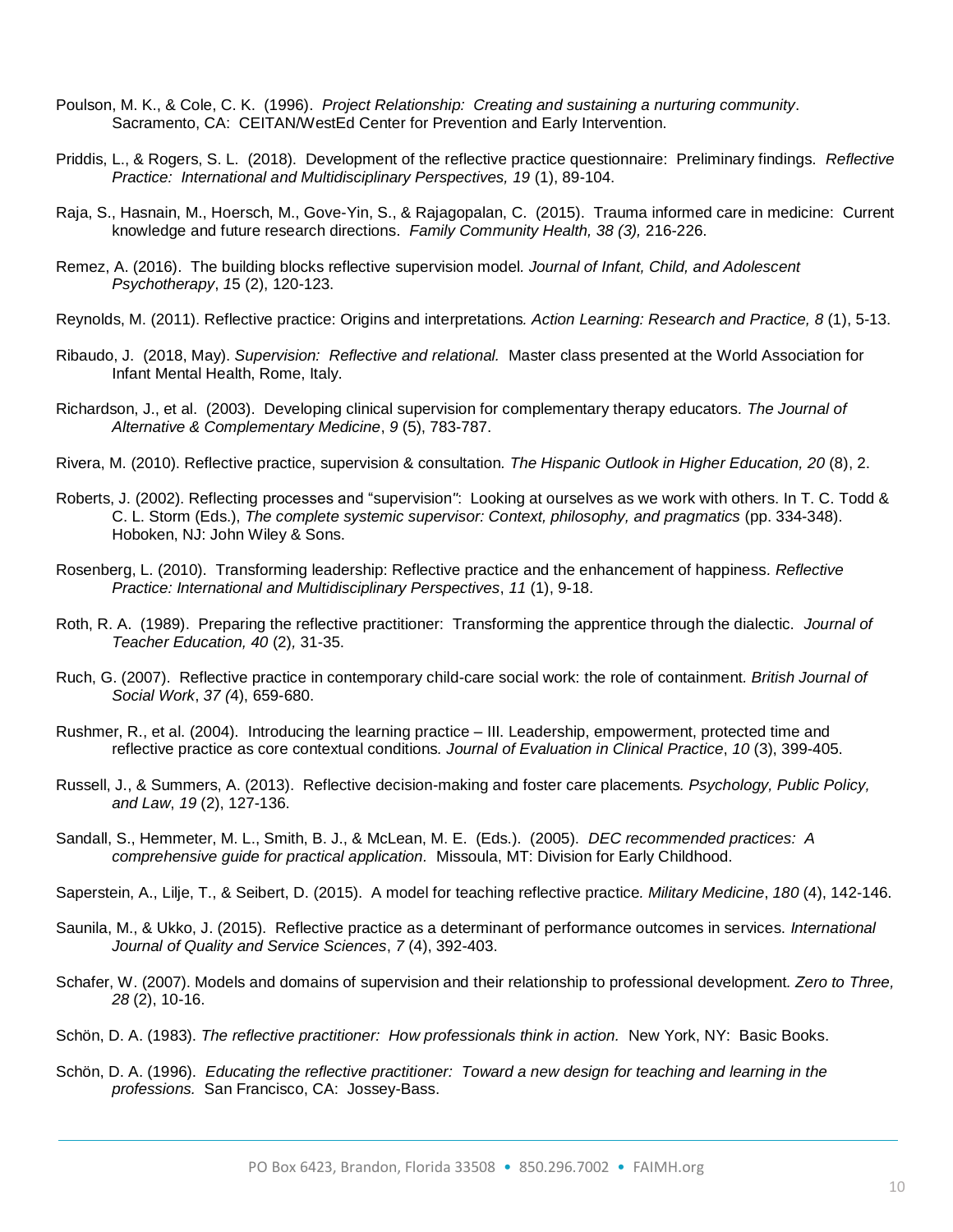Poulson, M. K., & Cole, C. K. (1996). *Project Relationship: Creating and sustaining a nurturing community*. Sacramento, CA: CEITAN/WestEd Center for Prevention and Early Intervention.

Priddis, L., & Rogers, S. L. (2018). Development of the reflective practice questionnaire: Preliminary findings. *Reflective Practice: International and Multidisciplinary Perspectives, 19* (1), 89-104.

Raja, S., Hasnain, M., Hoersch, M., Gove-Yin, S., & Rajagopalan, C. (2015). Trauma informed care in medicine: Current knowledge and future research directions. *Family Community Health, 38 (3),* 216-226.

Remez, A. (2016). The building blocks reflective supervision model. *Journal of Infant, Child, and Adolescent Psychotherapy*, *1*5 (2), 120-123.

Reynolds, M. (2011). Reflective practice: Origins and interpretations*. Action Learning: Research and Practice, 8* (1), 5-13.

Ribaudo, J. (2018, May). *Supervision: Reflective and relational.* Master class presented at the World Association for Infant Mental Health, Rome, Italy.

Richardson, J., et al. (2003). Developing clinical supervision for complementary therapy educators*. The Journal of Alternative & Complementary Medicine*, *9* (5), 783-787.

Rivera, M. (2010). Reflective practice, supervision & consultation*. The Hispanic Outlook in Higher Education, 20* (8), 2.

Roberts, J. (2002). Reflecting processes and "supervision": Looking at ourselves as we work with others. In T. C. Todd & C. L. Storm (Eds.), *The complete systemic supervisor: Context, philosophy, and pragmatics* (pp. 334-348). Hoboken, NJ: John Wiley & Sons.

Rosenberg, L. (2010). Transforming leadership: Reflective practice and the enhancement of happiness. *Reflective Practice: International and Multidisciplinary Perspectives*, *11* (1), 9-18.

Roth, R. A. (1989). Preparing the reflective practitioner: Transforming the apprentice through the dialectic. *Journal of Teacher Education, 40* (2)*,* 31-35.

Ruch, G. (2007). Reflective practice in contemporary child-care social work: the role of containment. *British Journal of Social Work*, *37 (*4), 659-680.

Rushmer, R., et al. (2004). Introducing the learning practice – III. Leadership, empowerment, protected time and reflective practice as core contextual conditions*. Journal of Evaluation in Clinical Practice*, *10* (3), 399-405.

Russell, J., & Summers, A. (2013). Reflective decision-making and foster care placements*. Psychology, Public Policy, and Law*, *19* (2), 127-136.

Sandall, S., Hemmeter, M. L., Smith, B. J., & McLean, M. E. (Eds.). (2005). *DEC recommended practices: A comprehensive guide for practical application.* Missoula, MT: Division for Early Childhood.

Saperstein, A., Lilje, T., & Seibert, D. (2015). A model for teaching reflective practice*. Military Medicine*, *180* (4), 142-146.

Saunila, M., & Ukko, J. (2015). Reflective practice as a determinant of performance outcomes in services. *International Journal of Quality and Service Sciences*, *7* (4), 392-403.

Schafer, W. (2007). Models and domains of supervision and their relationship to professional development*. Zero to Three, 28* (2), 10-16.

Schön, D. A. (1983). *The reflective practitioner: How professionals think in action.* New York, NY: Basic Books.

Schön, D. A. (1996). *Educating the reflective practitioner: Toward a new design for teaching and learning in the professions.* San Francisco, CA: Jossey-Bass.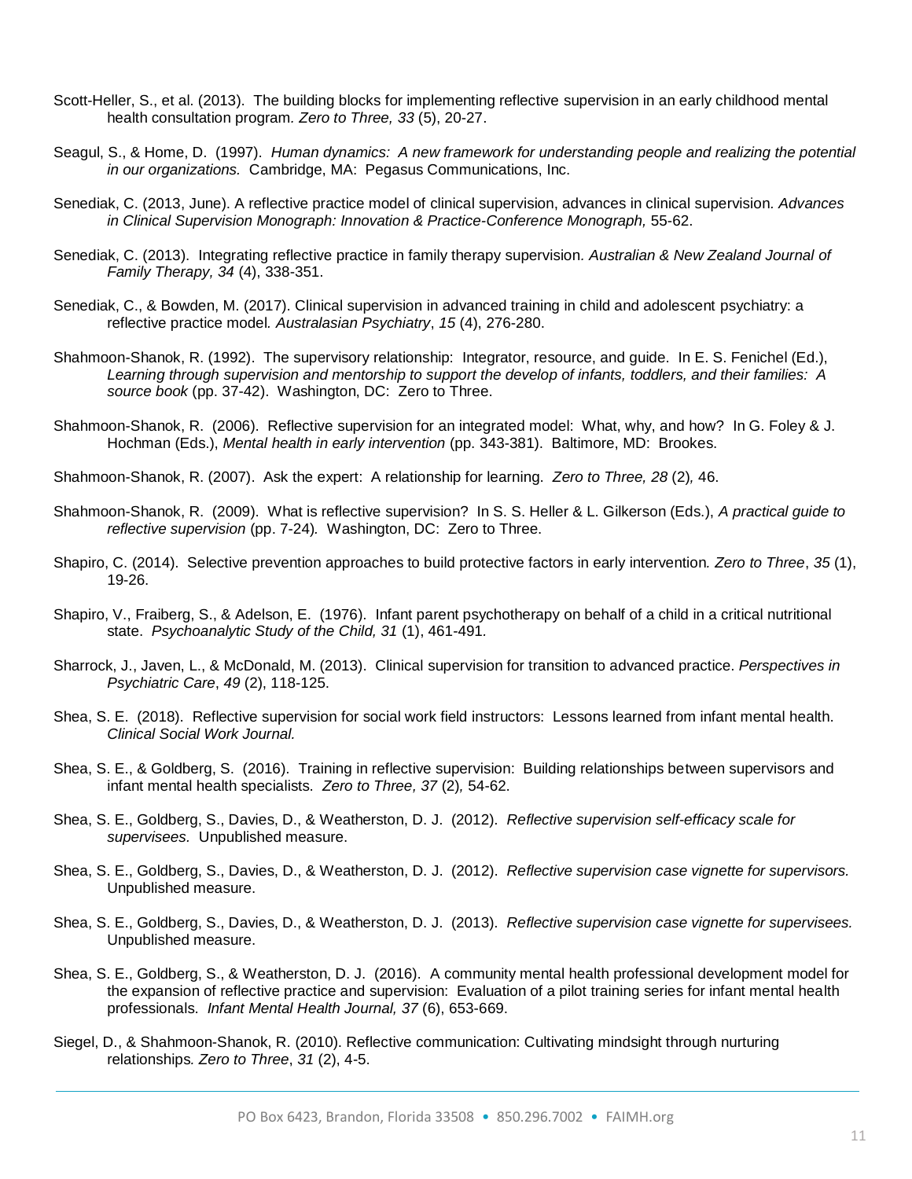Scott-Heller, S., et al. (2013). The building blocks for implementing reflective supervision in an early childhood mental health consultation program. *Zero to Three, 33* (5), 20-27.

Seagul, S., & Home, D. (1997). *Human dynamics: A new framework for understanding people and realizing the potential in our organizations.* Cambridge, MA: Pegasus Communications, Inc.

Senediak, C. (2013, June). A reflective practice model of clinical supervision, advances in clinical supervision. *Advances in Clinical Supervision Monograph: Innovation & Practice-Conference Monograph,* 55-62.

Senediak, C. (2013). Integrating reflective practice in family therapy supervision. *Australian & New Zealand Journal of Family Therapy, 34* (4), 338-351.

Senediak, C., & Bowden, M. (2017). Clinical supervision in advanced training in child and adolescent psychiatry: a reflective practice model. *Australasian Psychiatry*, *15* (4), 276-280.

Shahmoon-Shanok, R. (1992). The supervisory relationship: Integrator, resource, and guide. In E. S. Fenichel (Ed.), *Learning through supervision and mentorship to support the develop of infants, toddlers, and their families: A source book* (pp. 37-42). Washington, DC: Zero to Three.

Shahmoon-Shanok, R. (2006). Reflective supervision for an integrated model: What, why, and how? In G. Foley & J. Hochman (Eds.), *Mental health in early intervention* (pp. 343-381). Baltimore, MD: Brookes.

Shahmoon-Shanok, R. (2007). Ask the expert: A relationship for learning. *Zero to Three, 28* (2)*,* 46.

Shahmoon-Shanok, R. (2009). What is reflective supervision? In S. S. Heller & L. Gilkerson (Eds.), *A practical guide to reflective supervision* (pp. 7-24)*.* Washington, DC: Zero to Three.

Shapiro, C. (2014). Selective prevention approaches to build protective factors in early intervention. *Zero to Three*, *35* (1), 19-26.

Shapiro, V., Fraiberg, S., & Adelson, E. (1976). Infant parent psychotherapy on behalf of a child in a critical nutritional state. *Psychoanalytic Study of the Child, 31* (1), 461-491.

Sharrock, J., Javen, L., & McDonald, M. (2013). Clinical supervision for transition to advanced practice. *Perspectives in Psychiatric Care*, *49* (2), 118-125.

Shea, S. E. (2018). Reflective supervision for social work field instructors: Lessons learned from infant mental health. *Clinical Social Work Journal.*

Shea, S. E., & Goldberg, S. (2016). Training in reflective supervision: Building relationships between supervisors and infant mental health specialists. *Zero to Three, 37* (2)*,* 54-62.

Shea, S. E., Goldberg, S., Davies, D., & Weatherston, D. J. (2012). *Reflective supervision self-efficacy scale for supervisees.* Unpublished measure.

Shea, S. E., Goldberg, S., Davies, D., & Weatherston, D. J. (2012). *Reflective supervision case vignette for supervisors.* Unpublished measure.

Shea, S. E., Goldberg, S., Davies, D., & Weatherston, D. J. (2013). *Reflective supervision case vignette for supervisees.* Unpublished measure.

Shea, S. E., Goldberg, S., & Weatherston, D. J. (2016). A community mental health professional development model for the expansion of reflective practice and supervision: Evaluation of a pilot training series for infant mental health professionals. *Infant Mental Health Journal, 37* (6), 653-669.

Siegel, D., & Shahmoon-Shanok, R. (2010). Reflective communication: Cultivating mindsight through nurturing relationships*. Zero to Three*, *31* (2), 4-5.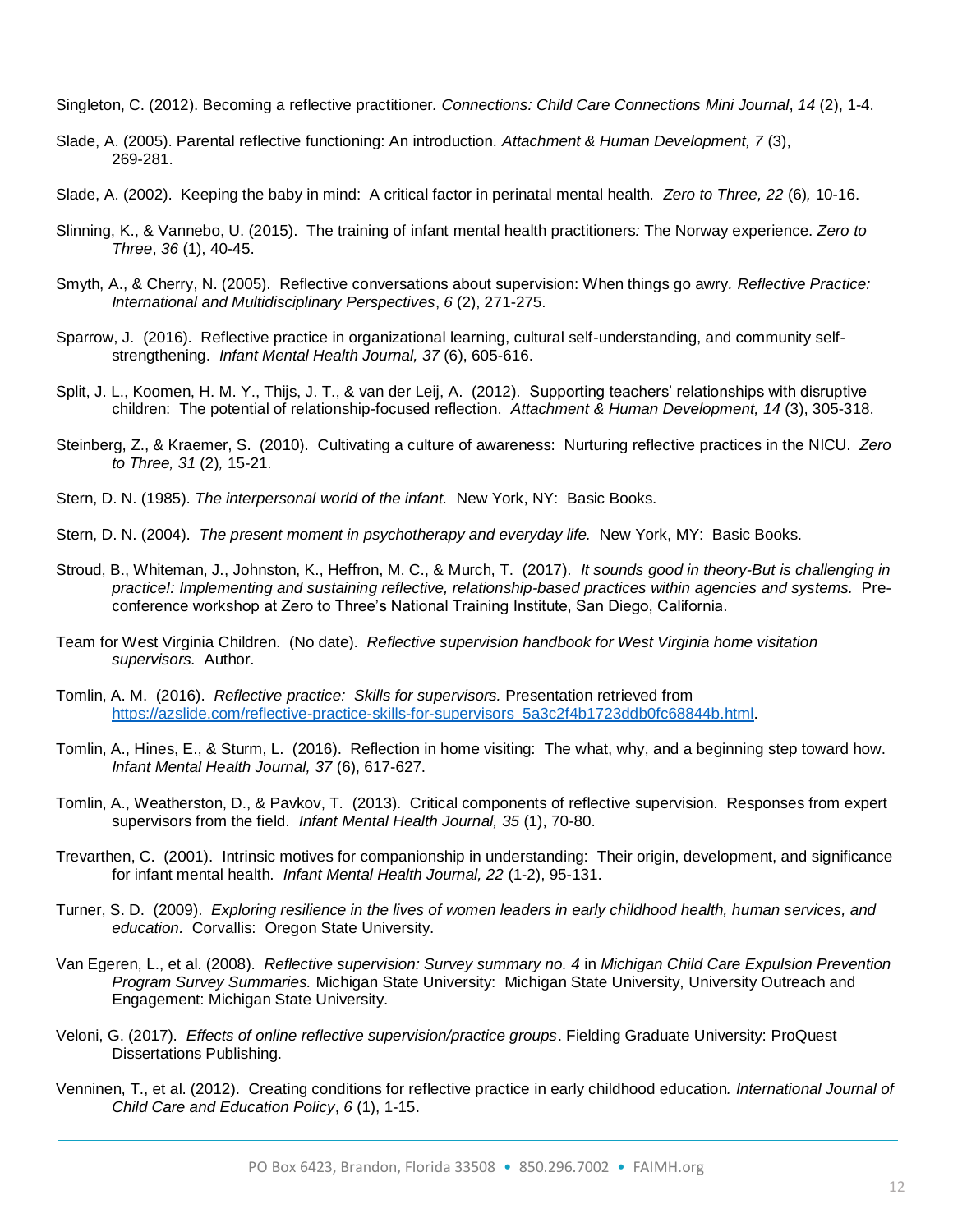Singleton, C. (2012). Becoming a reflective practitioner. *Connections: Child Care Connections Mini Journal*, *14* (2), 1-4.

Slade, A. (2005). Parental reflective functioning: An introduction. *Attachment & Human Development, 7* (3), 269-281.

Slade, A. (2002). Keeping the baby in mind: A critical factor in perinatal mental health. *Zero to Three, 22* (6)*,* 10-16.

Slinning, K., & Vannebo, U. (2015). The training of infant mental health practitioners*:* The Norway experience. *Zero to Three*, *36* (1), 40-45.

Smyth, A., & Cherry, N. (2005). Reflective conversations about supervision: When things go awry*. Reflective Practice: International and Multidisciplinary Perspectives*, *6* (2), 271-275.

Sparrow, J. (2016). Reflective practice in organizational learning, cultural self-understanding, and community self-strengthening. *Infant Mental Health Journal, 37* (6), 605-616.

Split, J. L., Koomen, H. M. Y., Thijs, J. T., & van der Leij, A. (2012). Supporting teachers' relationships with disruptive children: The potential of relationship-focused reflection. *Attachment & Human Development, 14* (3), 305-318.

Steinberg, Z., & Kraemer, S. (2010). Cultivating a culture of awareness: Nurturing reflective practices in the NICU. *Zero to Three, 31* (2)*,* 15-21.

Stern, D. N. (1985). *The interpersonal world of the infant.* New York, NY: Basic Books.

Stern, D. N. (2004). *The present moment in psychotherapy and everyday life.* New York, MY: Basic Books.

Stroud, B., Whiteman, J., Johnston, K., Heffron, M. C., & Murch, T. (2017). *It sounds good in theory-But is challenging in practice!: Implementing and sustaining reflective, relationship-based practices within agencies and systems.* Pre-conference workshop at Zero to Three's National Training Institute, San Diego, California.

Team for West Virginia Children. (No date). *Reflective supervision handbook for West Virginia home visitation supervisors.* Author.

Tomlin, A. M. (2016). *Reflective practice: Skills for supervisors.* Presentation retrieved from https://azslide.com/reflective-practice-skills-for-supervisors_5a3c2f4b1723ddb0fc68844b.html.

Tomlin, A., Hines, E., & Sturm, L. (2016). Reflection in home visiting: The what, why, and a beginning step toward how. *Infant Mental Health Journal, 37* (6), 617-627.

Tomlin, A., Weatherston, D., & Pavkov, T. (2013). Critical components of reflective supervision. Responses from expert supervisors from the field. *Infant Mental Health Journal, 35* (1), 70-80.

Trevarthen, C. (2001). Intrinsic motives for companionship in understanding: Their origin, development, and significance for infant mental health. *Infant Mental Health Journal, 22* (1-2), 95-131.

Turner, S. D. (2009). *Exploring resilience in the lives of women leaders in early childhood health, human services, and education*. Corvallis: Oregon State University.

Van Egeren, L., et al. (2008). *Reflective supervision: Survey summary no. 4* in *Michigan Child Care Expulsion Prevention Program Survey Summaries.* Michigan State University: Michigan State University, University Outreach and Engagement: Michigan State University.

Veloni, G. (2017). *Effects of online reflective supervision/practice groups*. Fielding Graduate University: ProQuest Dissertations Publishing.

Venninen, T., et al. (2012). Creating conditions for reflective practice in early childhood education*. International Journal of Child Care and Education Policy*, *6* (1), 1-15.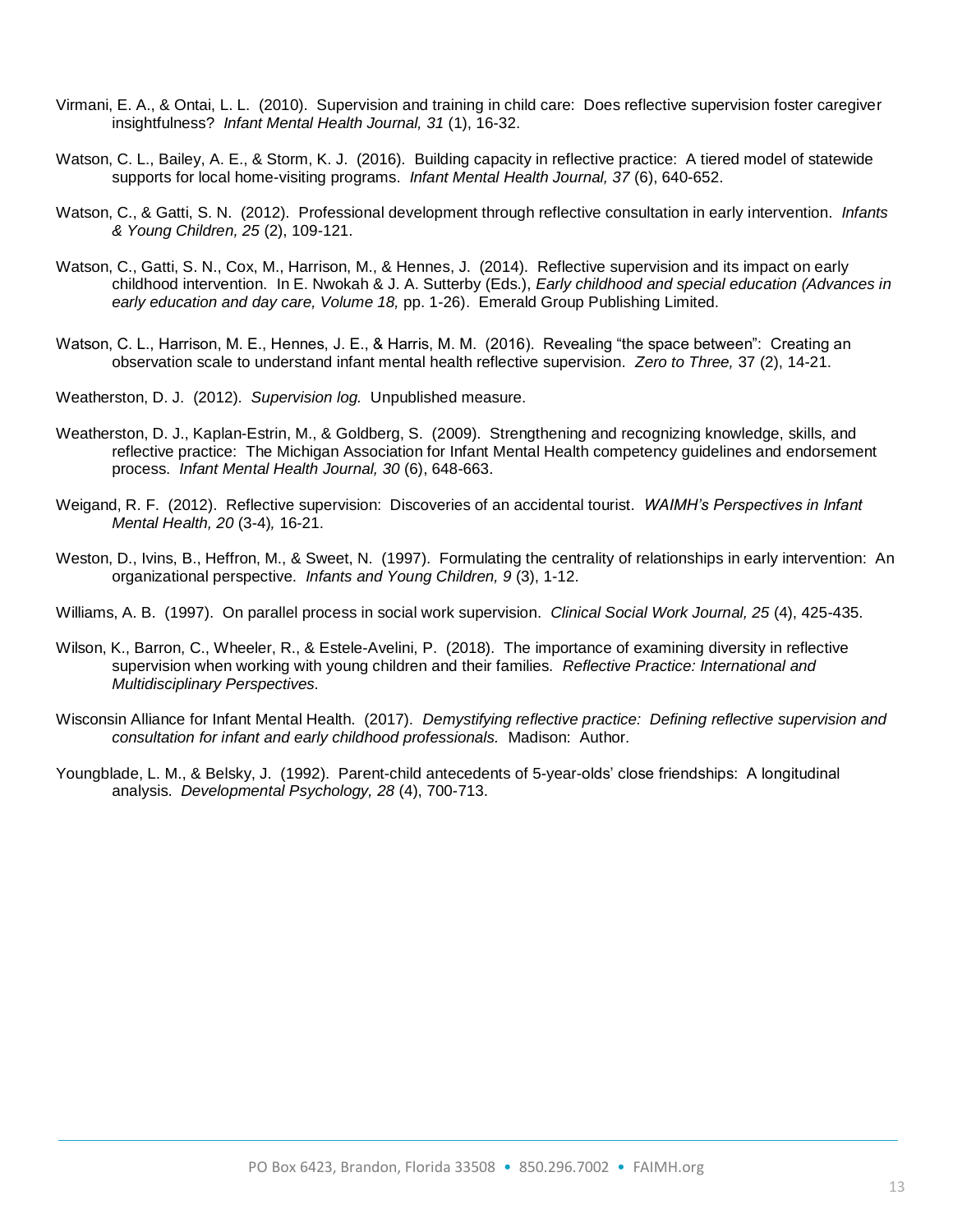Virmani, E. A., & Ontai, L. L. (2010). Supervision and training in child care: Does reflective supervision foster caregiver insightfulness? *Infant Mental Health Journal, 31* (1), 16-32.

Watson, C. L., Bailey, A. E., & Storm, K. J. (2016). Building capacity in reflective practice: A tiered model of statewide supports for local home-visiting programs. *Infant Mental Health Journal, 37* (6), 640-652.

Watson, C., & Gatti, S. N. (2012). Professional development through reflective consultation in early intervention. *Infants & Young Children, 25* (2), 109-121.

Watson, C., Gatti, S. N., Cox, M., Harrison, M., & Hennes, J. (2014). Reflective supervision and its impact on early childhood intervention. In E. Nwokah & J. A. Sutterby (Eds.), *Early childhood and special education (Advances in early education and day care, Volume 18,* pp. 1-26). Emerald Group Publishing Limited.

Watson, C. L., Harrison, M. E., Hennes, J. E., & Harris, M. M. (2016). Revealing "the space between": Creating an observation scale to understand infant mental health reflective supervision. *Zero to Three,* 37 (2), 14-21.

Weatherston, D. J. (2012). *Supervision log.* Unpublished measure.

Weatherston, D. J., Kaplan-Estrin, M., & Goldberg, S. (2009). Strengthening and recognizing knowledge, skills, and reflective practice: The Michigan Association for Infant Mental Health competency guidelines and endorsement process. *Infant Mental Health Journal, 30* (6), 648-663.

Weigand, R. F. (2012). Reflective supervision: Discoveries of an accidental tourist. *WAIMH's Perspectives in Infant Mental Health, 20* (3-4), 16-21.

Weston, D., Ivins, B., Heffron, M., & Sweet, N. (1997). Formulating the centrality of relationships in early intervention: An organizational perspective. *Infants and Young Children, 9* (3), 1-12.

Williams, A. B. (1997). On parallel process in social work supervision. *Clinical Social Work Journal, 25* (4), 425-435.

Wilson, K., Barron, C., Wheeler, R., & Estele-Avelini, P. (2018). The importance of examining diversity in reflective supervision when working with young children and their families. *Reflective Practice: International and Multidisciplinary Perspectives.*

Wisconsin Alliance for Infant Mental Health. (2017). *Demystifying reflective practice: Defining reflective supervision and consultation for infant and early childhood professionals.* Madison: Author.

Youngblade, L. M., & Belsky, J. (1992). Parent-child antecedents of 5-year-olds' close friendships: A longitudinal analysis. *Developmental Psychology, 28* (4), 700-713.